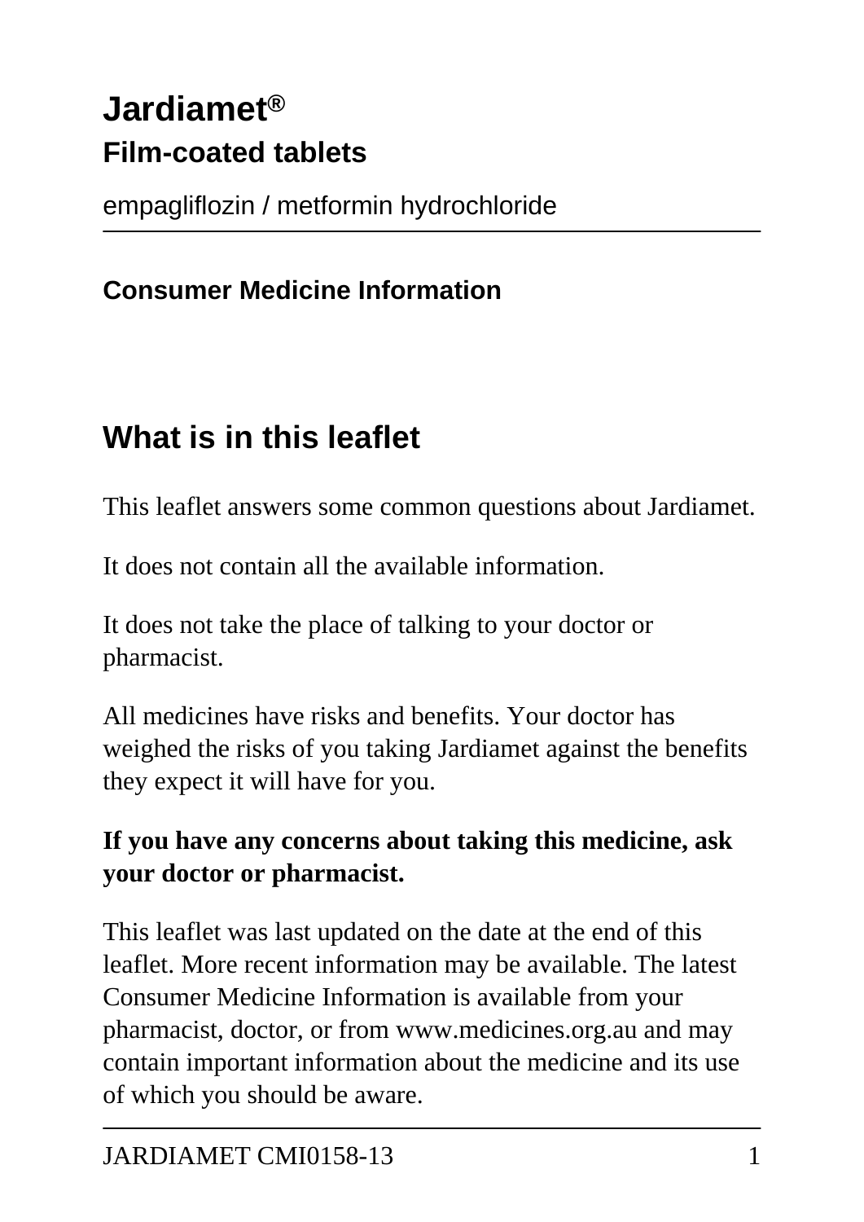# Jardiamet®

## Film-coated tablets

empagliflozin / metformin hydrochloride

**Consumer Medicine Information**

## What is in this leaflet

This leaflet answers some common questions about Jardiamet.

It does not contain all the available information.

It does not take the place of talking to your doctor or pharmacist.

All medicines have risks and benefits. Your doctor has weighed the risks of you taking Jardiamet against the benefits they expect it will have for you.

**If you have any concerns about taking this medicine, ask your doctor or pharmacist.**

This leaflet was last updated on the date at the end of this leaflet. More recent information may be available. The latest Consumer Medicine Information is available from your pharmacist, doctor, or from www.medicines.org.au and may contain important information about the medicine and its use of which you should be aware.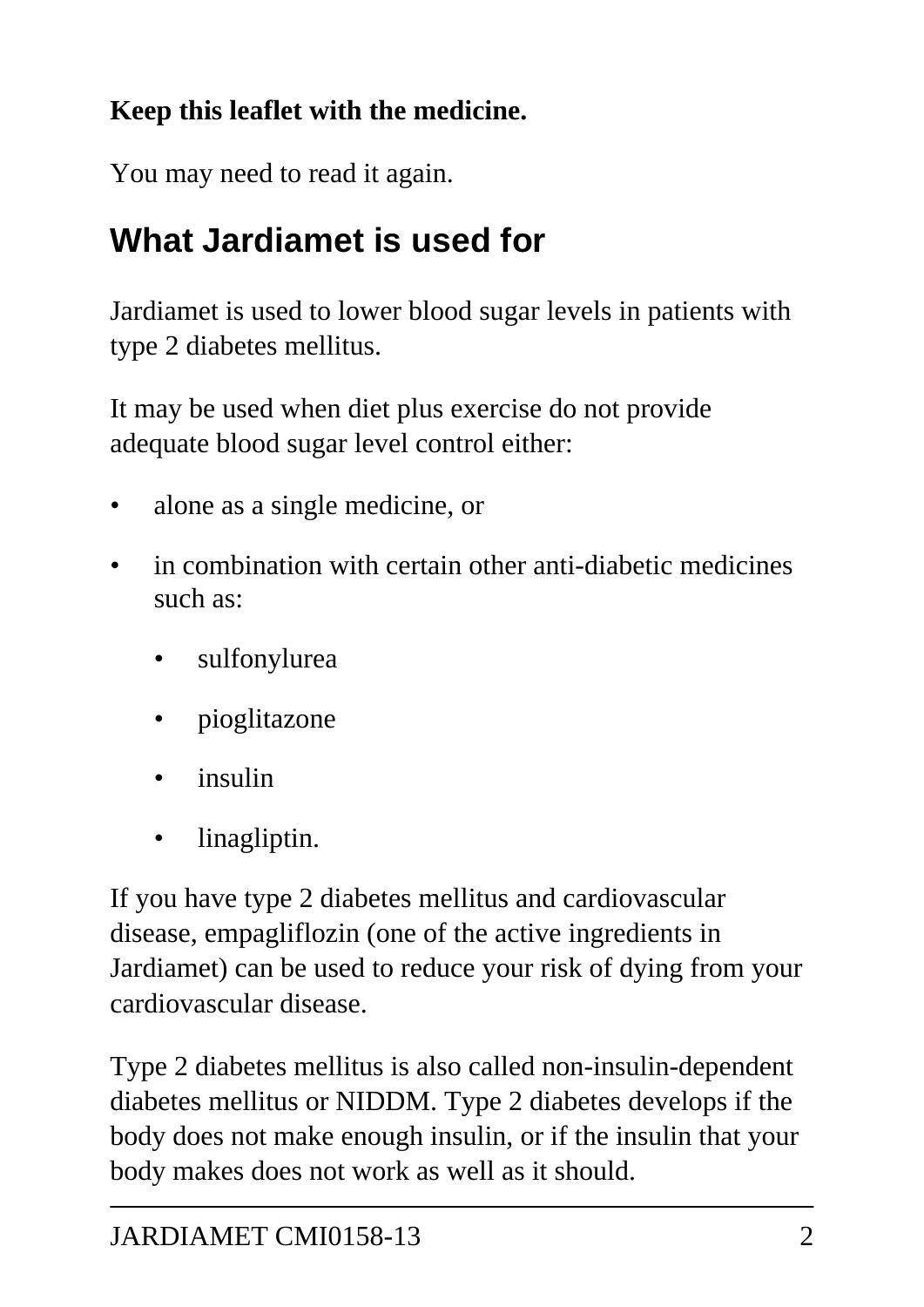**Keep this leaflet with the medicine.**

You may need to read it again.

## What Jardiamet is used for

Jardiamet is used to lower blood sugar levels in patients with type 2 diabetes mellitus.

It may be used when diet plus exercise do not provide adequate blood sugar level control either:

- alone as a single medicine, or
- in combination with certain other anti-diabetic medicines such as:
    - sulfonylurea
    - pioglitazone
    - insulin
    - linagliptin.

If you have type 2 diabetes mellitus and cardiovascular disease, empagliflozin (one of the active ingredients in Jardiamet) can be used to reduce your risk of dying from your cardiovascular disease.

Type 2 diabetes mellitus is also called non-insulin-dependent diabetes mellitus or NIDDM. Type 2 diabetes develops if the body does not make enough insulin, or if the insulin that your body makes does not work as well as it should.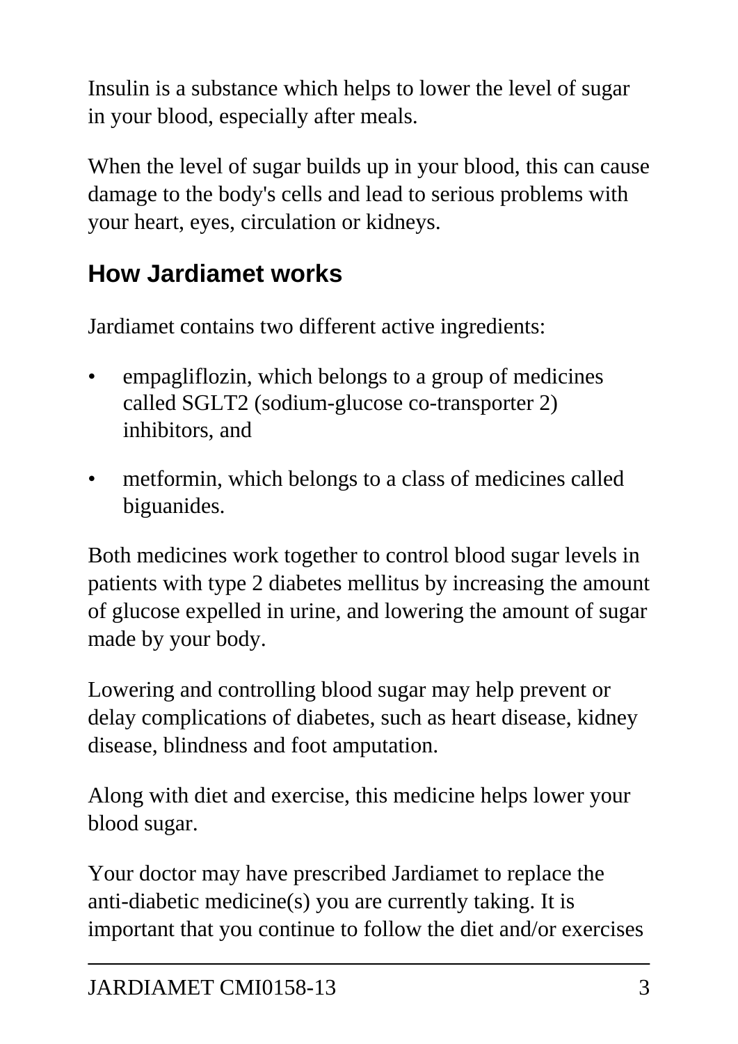Insulin is a substance which helps to lower the level of sugar in your blood, especially after meals.

When the level of sugar builds up in your blood, this can cause damage to the body's cells and lead to serious problems with your heart, eyes, circulation or kidneys.

## How Jardiamet works

Jardiamet contains two different active ingredients:

- empagliflozin, which belongs to a group of medicines called SGLT2 (sodium-glucose co-transporter 2) inhibitors, and
- metformin, which belongs to a class of medicines called biguanides.

Both medicines work together to control blood sugar levels in patients with type 2 diabetes mellitus by increasing the amount of glucose expelled in urine, and lowering the amount of sugar made by your body.

Lowering and controlling blood sugar may help prevent or delay complications of diabetes, such as heart disease, kidney disease, blindness and foot amputation.

Along with diet and exercise, this medicine helps lower your blood sugar.

Your doctor may have prescribed Jardiamet to replace the anti-diabetic medicine(s) you are currently taking. It is important that you continue to follow the diet and/or exercises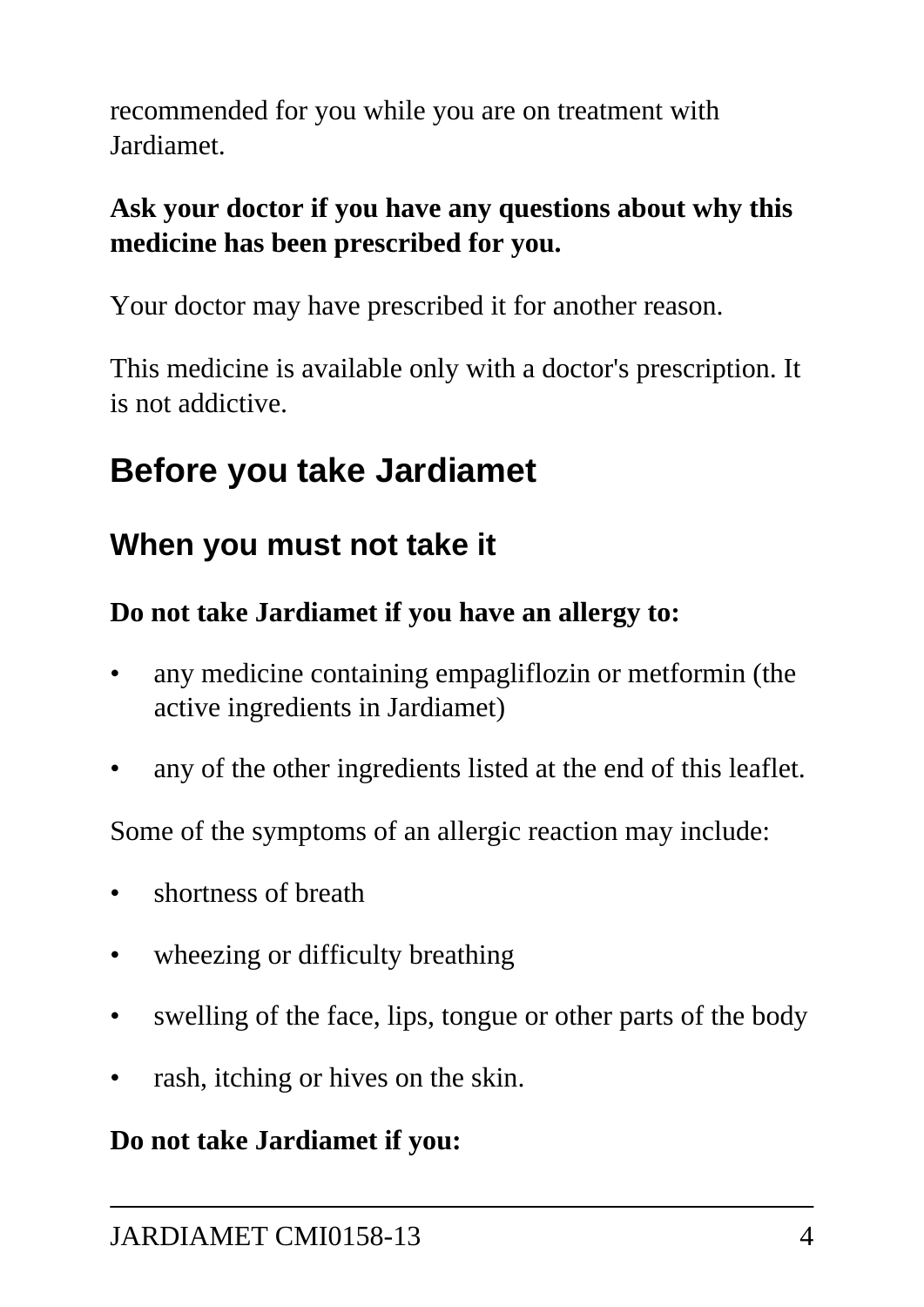recommended for you while you are on treatment with Jardiamet.

**Ask your doctor if you have any questions about why this medicine has been prescribed for you.**

Your doctor may have prescribed it for another reason.

This medicine is available only with a doctor's prescription. It is not addictive.

## Before you take Jardiamet

### When you must not take it

**Do not take Jardiamet if you have an allergy to:**

- any medicine containing empagliflozin or metformin (the active ingredients in Jardiamet)
- any of the other ingredients listed at the end of this leaflet.

Some of the symptoms of an allergic reaction may include:

- shortness of breath
- wheezing or difficulty breathing
- swelling of the face, lips, tongue or other parts of the body
- rash, itching or hives on the skin.

**Do not take Jardiamet if you:**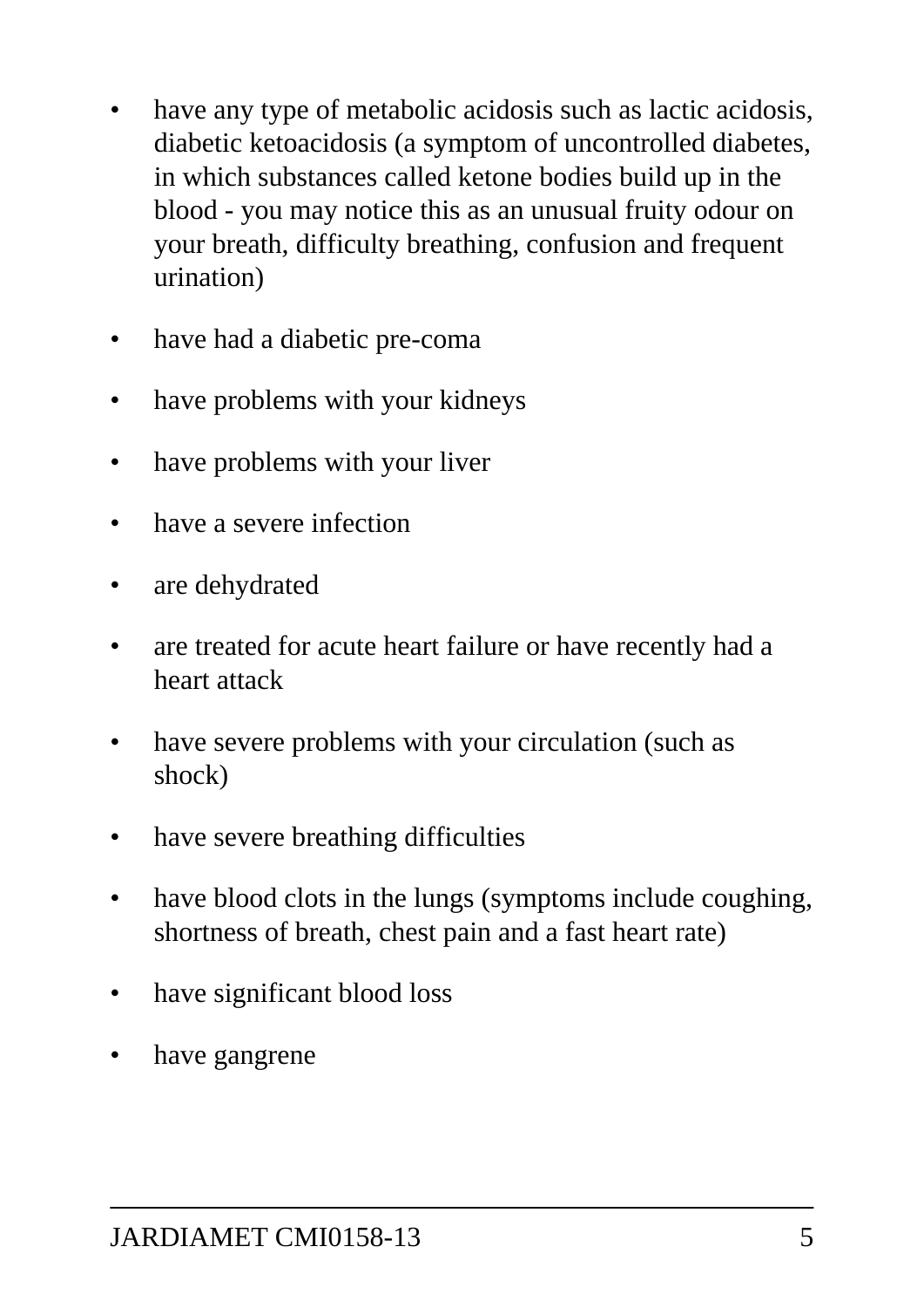- have any type of metabolic acidosis such as lactic acidosis, diabetic ketoacidosis (a symptom of uncontrolled diabetes, in which substances called ketone bodies build up in the blood - you may notice this as an unusual fruity odour on your breath, difficulty breathing, confusion and frequent urination)
- have had a diabetic pre-coma
- have problems with your kidneys
- have problems with your liver
- have a severe infection
- are dehydrated
- are treated for acute heart failure or have recently had a heart attack
- have severe problems with your circulation (such as shock)
- have severe breathing difficulties
- have blood clots in the lungs (symptoms include coughing, shortness of breath, chest pain and a fast heart rate)
- have significant blood loss
- have gangrene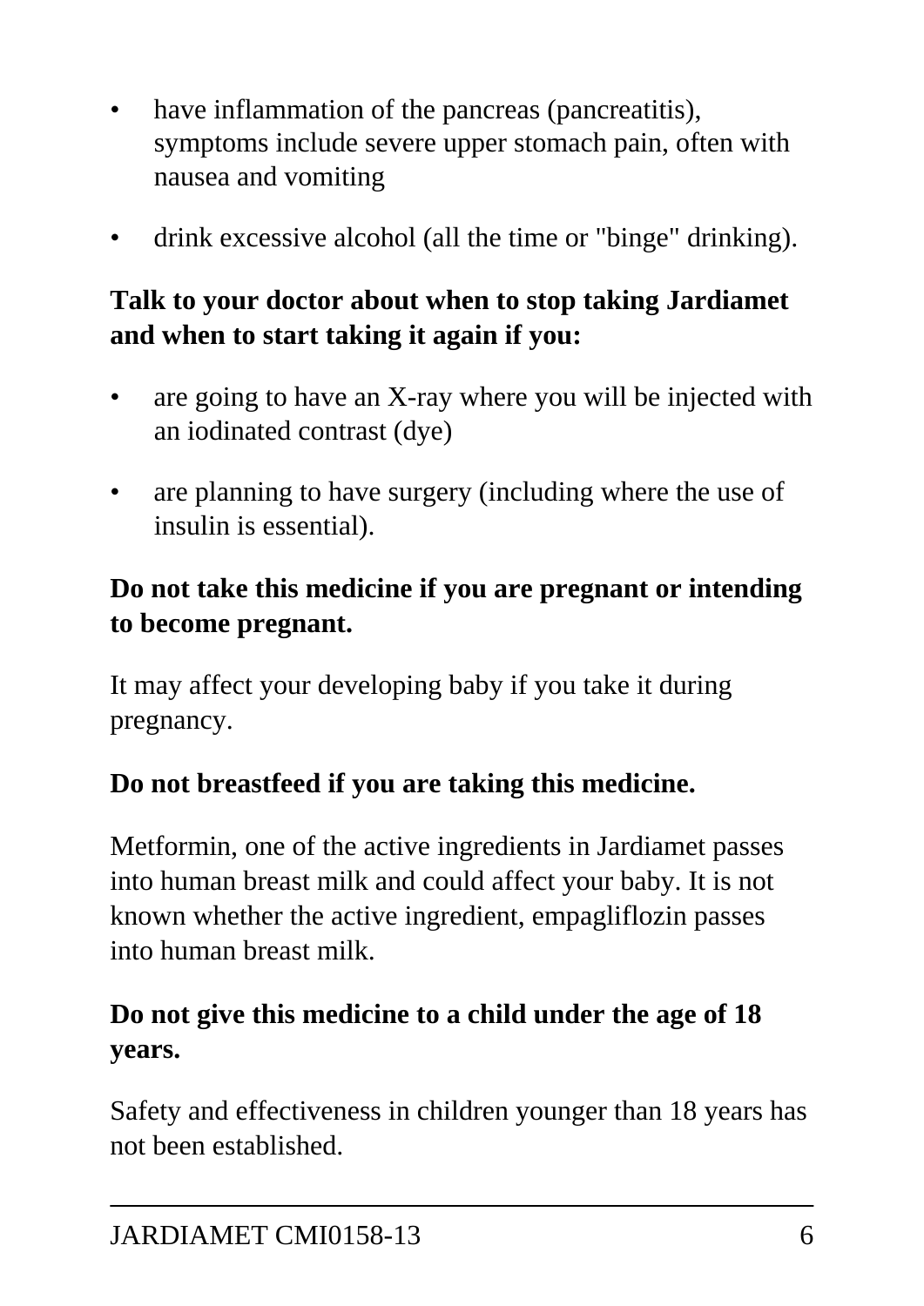- have inflammation of the pancreas (pancreatitis), symptoms include severe upper stomach pain, often with nausea and vomiting
- drink excessive alcohol (all the time or "binge" drinking).

**Talk to your doctor about when to stop taking Jardiamet and when to start taking it again if you:**

- are going to have an X-ray where you will be injected with an iodinated contrast (dye)
- are planning to have surgery (including where the use of insulin is essential).

**Do not take this medicine if you are pregnant or intending to become pregnant.**

It may affect your developing baby if you take it during pregnancy.

**Do not breastfeed if you are taking this medicine.**

Metformin, one of the active ingredients in Jardiamet passes into human breast milk and could affect your baby. It is not known whether the active ingredient, empagliflozin passes into human breast milk.

**Do not give this medicine to a child under the age of 18 years.**

Safety and effectiveness in children younger than 18 years has not been established.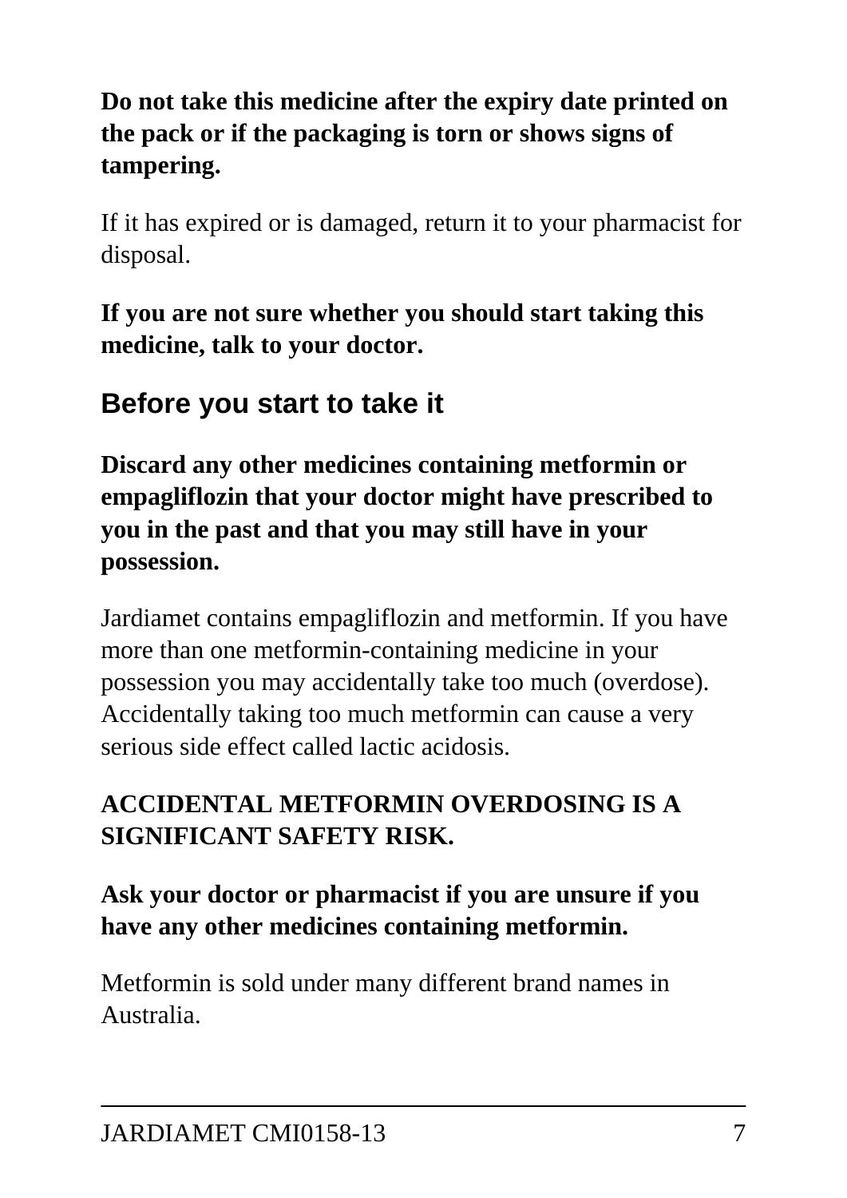**Do not take this medicine after the expiry date printed on the pack or if the packaging is torn or shows signs of tampering.**

If it has expired or is damaged, return it to your pharmacist for disposal.

**If you are not sure whether you should start taking this medicine, talk to your doctor.**

## Before you start to take it

**Discard any other medicines containing metformin or empagliflozin that your doctor might have prescribed to you in the past and that you may still have in your possession.**

Jardiamet contains empagliflozin and metformin. If you have more than one metformin-containing medicine in your possession you may accidentally take too much (overdose). Accidentally taking too much metformin can cause a very serious side effect called lactic acidosis.

**ACCIDENTAL METFORMIN OVERDOSING IS A SIGNIFICANT SAFETY RISK.**

**Ask your doctor or pharmacist if you are unsure if you have any other medicines containing metformin.**

Metformin is sold under many different brand names in Australia.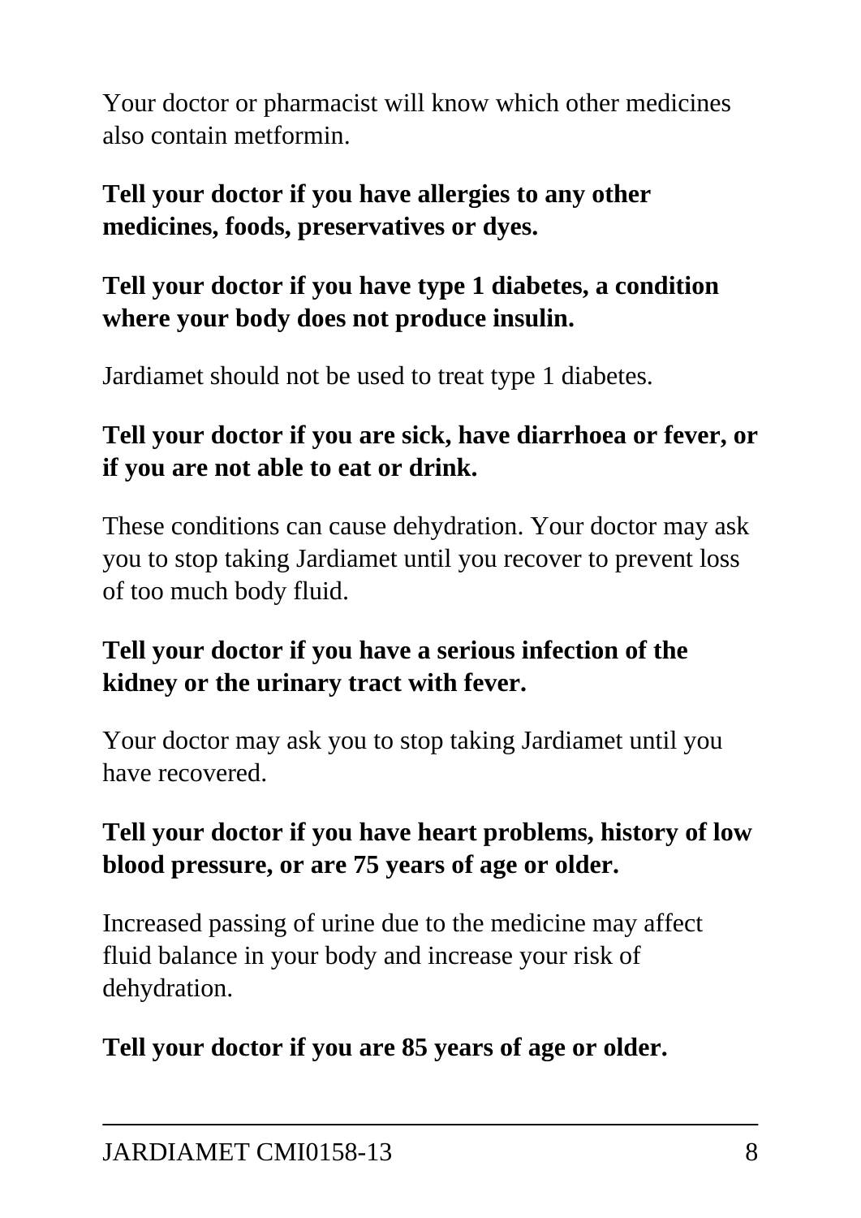Your doctor or pharmacist will know which other medicines also contain metformin.

**Tell your doctor if you have allergies to any other medicines, foods, preservatives or dyes.**

**Tell your doctor if you have type 1 diabetes, a condition where your body does not produce insulin.**

Jardiamet should not be used to treat type 1 diabetes.

**Tell your doctor if you are sick, have diarrhoea or fever, or if you are not able to eat or drink.**

These conditions can cause dehydration. Your doctor may ask you to stop taking Jardiamet until you recover to prevent loss of too much body fluid.

**Tell your doctor if you have a serious infection of the kidney or the urinary tract with fever.**

Your doctor may ask you to stop taking Jardiamet until you have recovered.

**Tell your doctor if you have heart problems, history of low blood pressure, or are 75 years of age or older.**

Increased passing of urine due to the medicine may affect fluid balance in your body and increase your risk of dehydration.

**Tell your doctor if you are 85 years of age or older.**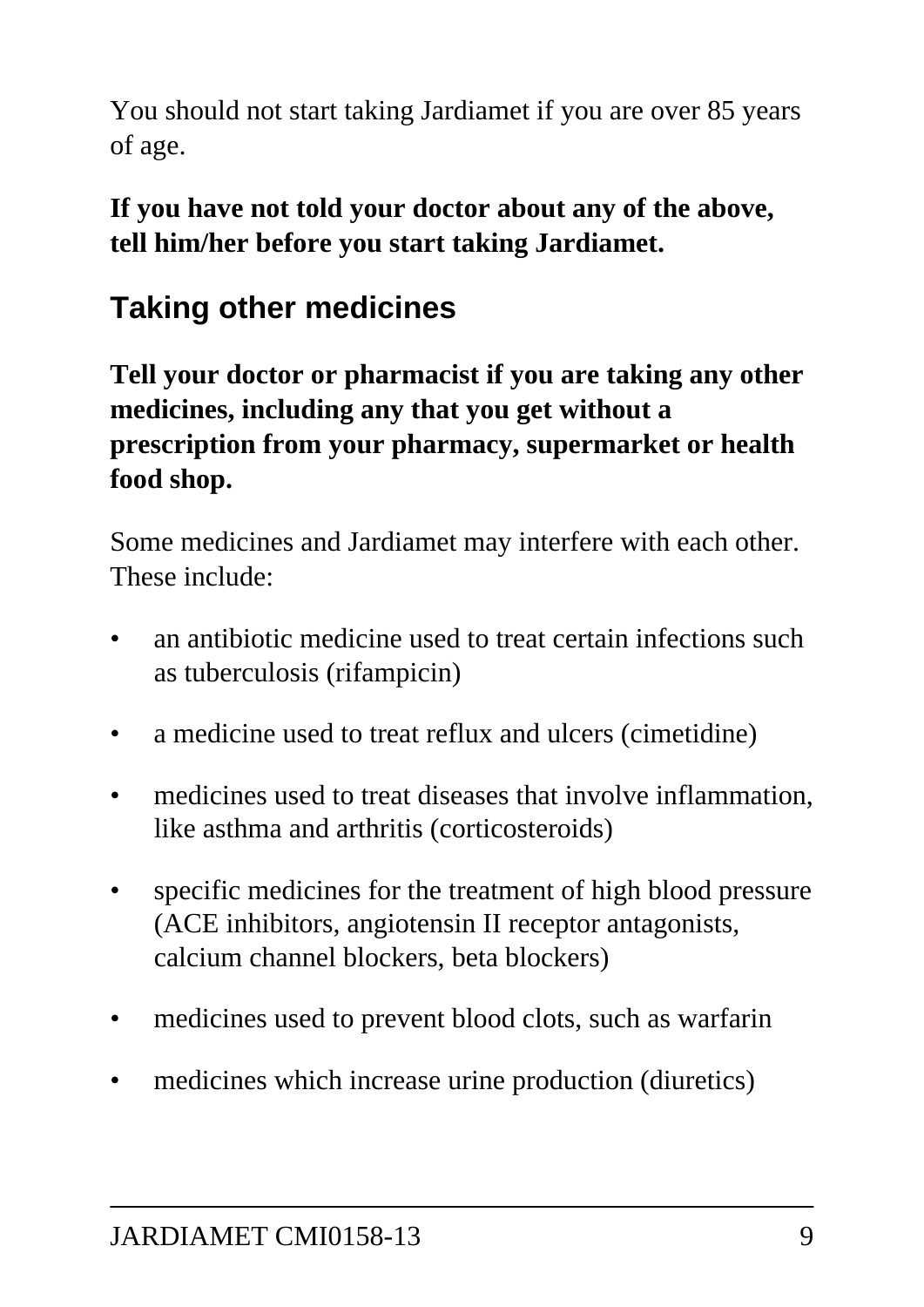You should not start taking Jardiamet if you are over 85 years of age.

**If you have not told your doctor about any of the above, tell him/her before you start taking Jardiamet.**

## Taking other medicines

**Tell your doctor or pharmacist if you are taking any other medicines, including any that you get without a prescription from your pharmacy, supermarket or health food shop.**

Some medicines and Jardiamet may interfere with each other. These include:

- an antibiotic medicine used to treat certain infections such as tuberculosis (rifampicin)
- a medicine used to treat reflux and ulcers (cimetidine)
- medicines used to treat diseases that involve inflammation, like asthma and arthritis (corticosteroids)
- specific medicines for the treatment of high blood pressure (ACE inhibitors, angiotensin II receptor antagonists, calcium channel blockers, beta blockers)
- medicines used to prevent blood clots, such as warfarin
- medicines which increase urine production (diuretics)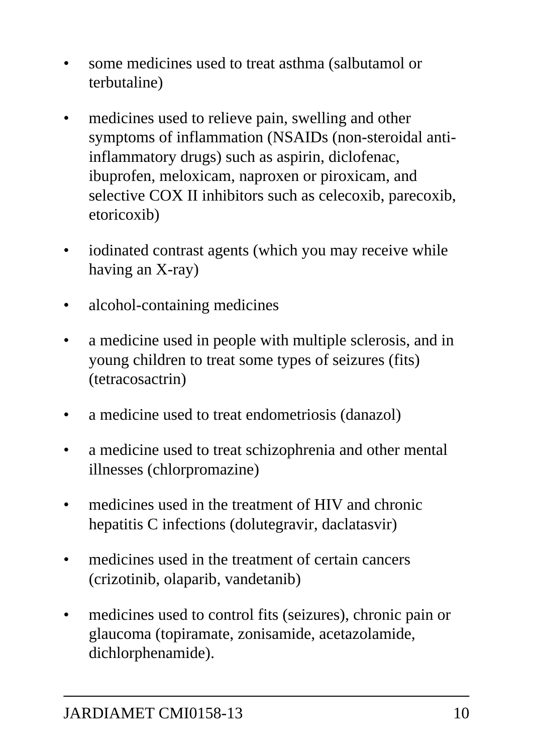- some medicines used to treat asthma (salbutamol or terbutaline)
- medicines used to relieve pain, swelling and other symptoms of inflammation (NSAIDs (non-steroidal anti-inflammatory drugs) such as aspirin, diclofenac, ibuprofen, meloxicam, naproxen or piroxicam, and selective COX II inhibitors such as celecoxib, parecoxib, etoricoxib)
- iodinated contrast agents (which you may receive while having an X-ray)
- alcohol-containing medicines
- a medicine used in people with multiple sclerosis, and in young children to treat some types of seizures (fits) (tetracosactrin)
- a medicine used to treat endometriosis (danazol)
- a medicine used to treat schizophrenia and other mental illnesses (chlorpromazine)
- medicines used in the treatment of HIV and chronic hepatitis C infections (dolutegravir, daclatasvir)
- medicines used in the treatment of certain cancers (crizotinib, olaparib, vandetanib)
- medicines used to control fits (seizures), chronic pain or glaucoma (topiramate, zonisamide, acetazolamide, dichlorphenamide).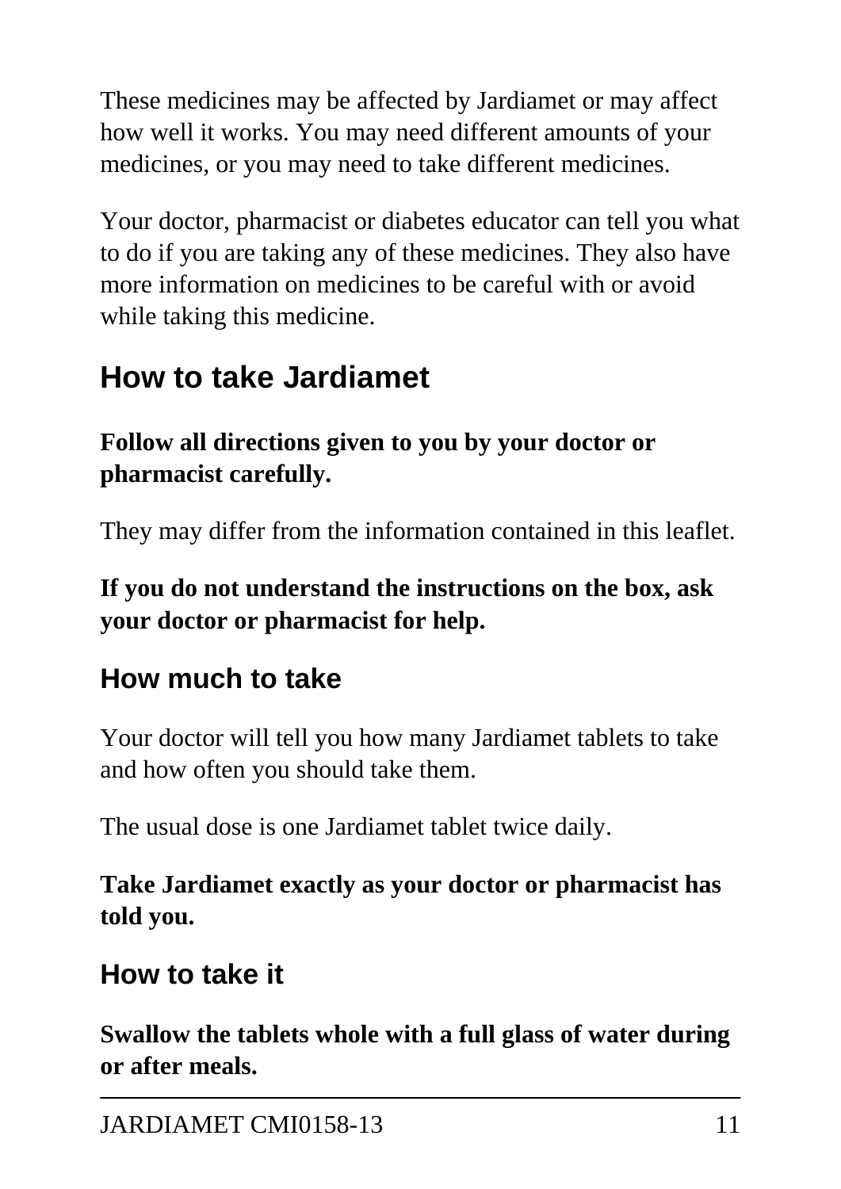These medicines may be affected by Jardiamet or may affect how well it works. You may need different amounts of your medicines, or you may need to take different medicines.

Your doctor, pharmacist or diabetes educator can tell you what to do if you are taking any of these medicines. They also have more information on medicines to be careful with or avoid while taking this medicine.

# How to take Jardiamet

**Follow all directions given to you by your doctor or pharmacist carefully.**

They may differ from the information contained in this leaflet.

**If you do not understand the instructions on the box, ask your doctor or pharmacist for help.**

## How much to take

Your doctor will tell you how many Jardiamet tablets to take and how often you should take them.

The usual dose is one Jardiamet tablet twice daily.

**Take Jardiamet exactly as your doctor or pharmacist has told you.**

## How to take it

**Swallow the tablets whole with a full glass of water during or after meals.**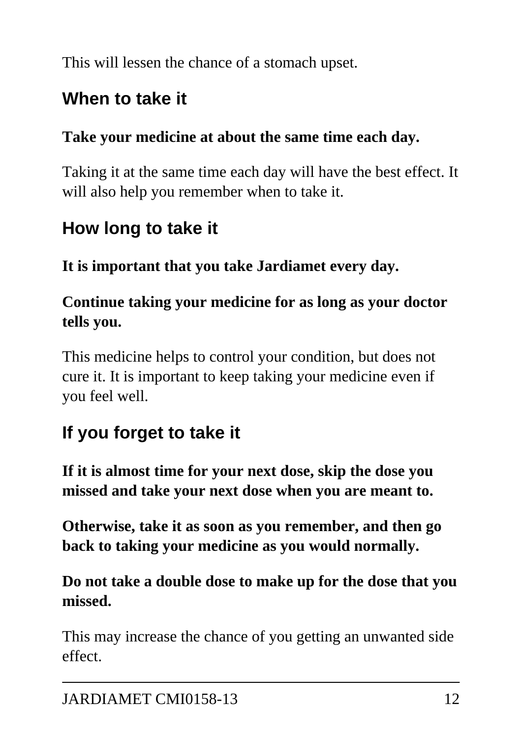This will lessen the chance of a stomach upset.

## When to take it

**Take your medicine at about the same time each day.**

Taking it at the same time each day will have the best effect. It will also help you remember when to take it.

## How long to take it

**It is important that you take Jardiamet every day.**

**Continue taking your medicine for as long as your doctor tells you.**

This medicine helps to control your condition, but does not cure it. It is important to keep taking your medicine even if you feel well.

## If you forget to take it

**If it is almost time for your next dose, skip the dose you missed and take your next dose when you are meant to.**

**Otherwise, take it as soon as you remember, and then go back to taking your medicine as you would normally.**

**Do not take a double dose to make up for the dose that you missed.**

This may increase the chance of you getting an unwanted side effect.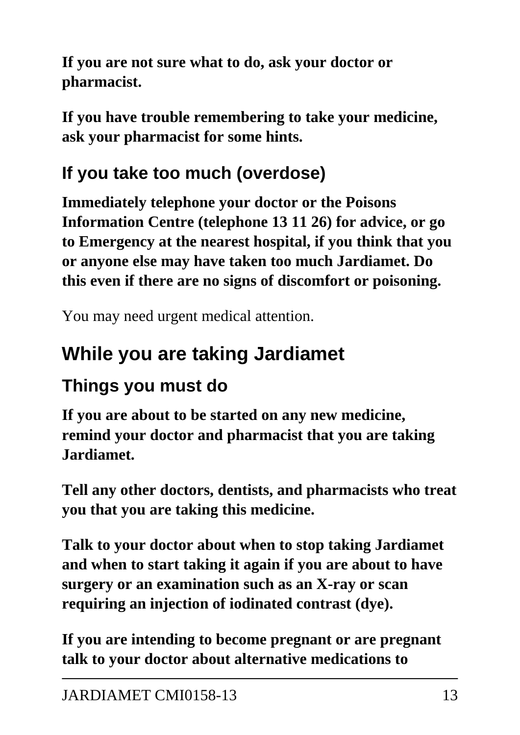**If you are not sure what to do, ask your doctor or pharmacist.**

**If you have trouble remembering to take your medicine, ask your pharmacist for some hints.**

### If you take too much (overdose)

**Immediately telephone your doctor or the Poisons Information Centre (telephone 13 11 26) for advice, or go to Emergency at the nearest hospital, if you think that you or anyone else may have taken too much Jardiamet. Do this even if there are no signs of discomfort or poisoning.**

You may need urgent medical attention.

## While you are taking Jardiamet

### Things you must do

**If you are about to be started on any new medicine, remind your doctor and pharmacist that you are taking Jardiamet.**

**Tell any other doctors, dentists, and pharmacists who treat you that you are taking this medicine.**

**Talk to your doctor about when to stop taking Jardiamet and when to start taking it again if you are about to have surgery or an examination such as an X-ray or scan requiring an injection of iodinated contrast (dye).**

**If you are intending to become pregnant or are pregnant talk to your doctor about alternative medications to**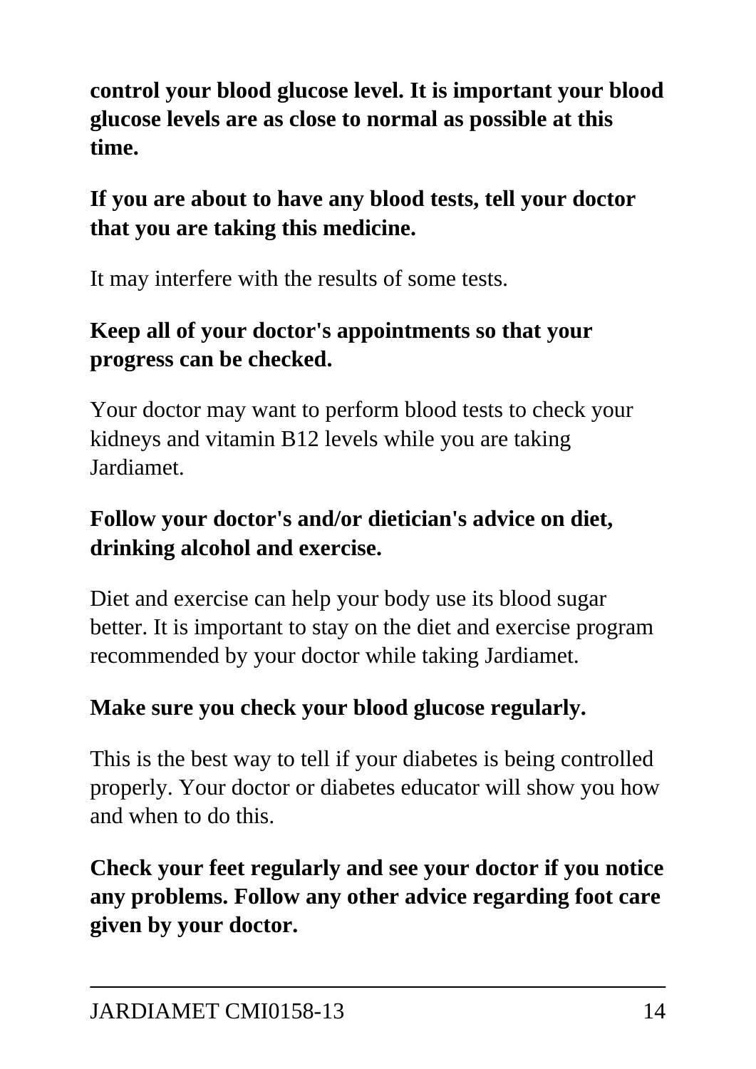**control your blood glucose level. It is important your blood glucose levels are as close to normal as possible at this time.**

**If you are about to have any blood tests, tell your doctor that you are taking this medicine.**

It may interfere with the results of some tests.

**Keep all of your doctor's appointments so that your progress can be checked.**

Your doctor may want to perform blood tests to check your kidneys and vitamin B12 levels while you are taking Jardiamet.

**Follow your doctor's and/or dietician's advice on diet, drinking alcohol and exercise.**

Diet and exercise can help your body use its blood sugar better. It is important to stay on the diet and exercise program recommended by your doctor while taking Jardiamet.

**Make sure you check your blood glucose regularly.**

This is the best way to tell if your diabetes is being controlled properly. Your doctor or diabetes educator will show you how and when to do this.

**Check your feet regularly and see your doctor if you notice any problems. Follow any other advice regarding foot care given by your doctor.**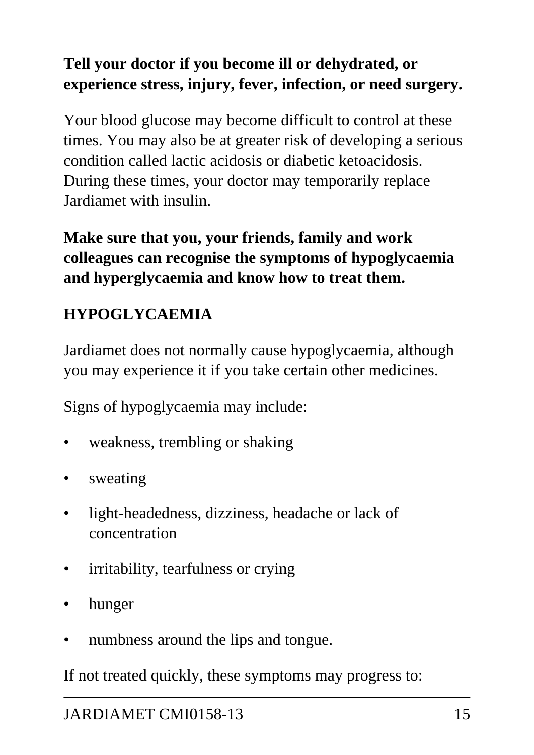**Tell your doctor if you become ill or dehydrated, or experience stress, injury, fever, infection, or need surgery.**

Your blood glucose may become difficult to control at these times. You may also be at greater risk of developing a serious condition called lactic acidosis or diabetic ketoacidosis. During these times, your doctor may temporarily replace Jardiamet with insulin.

**Make sure that you, your friends, family and work colleagues can recognise the symptoms of hypoglycaemia and hyperglycaemia and know how to treat them.**

**HYPOGLYCAEMIA**

Jardiamet does not normally cause hypoglycaemia, although you may experience it if you take certain other medicines.

Signs of hypoglycaemia may include:

- weakness, trembling or shaking
- sweating
- light-headedness, dizziness, headache or lack of concentration
- irritability, tearfulness or crying
- hunger
- numbness around the lips and tongue.

If not treated quickly, these symptoms may progress to: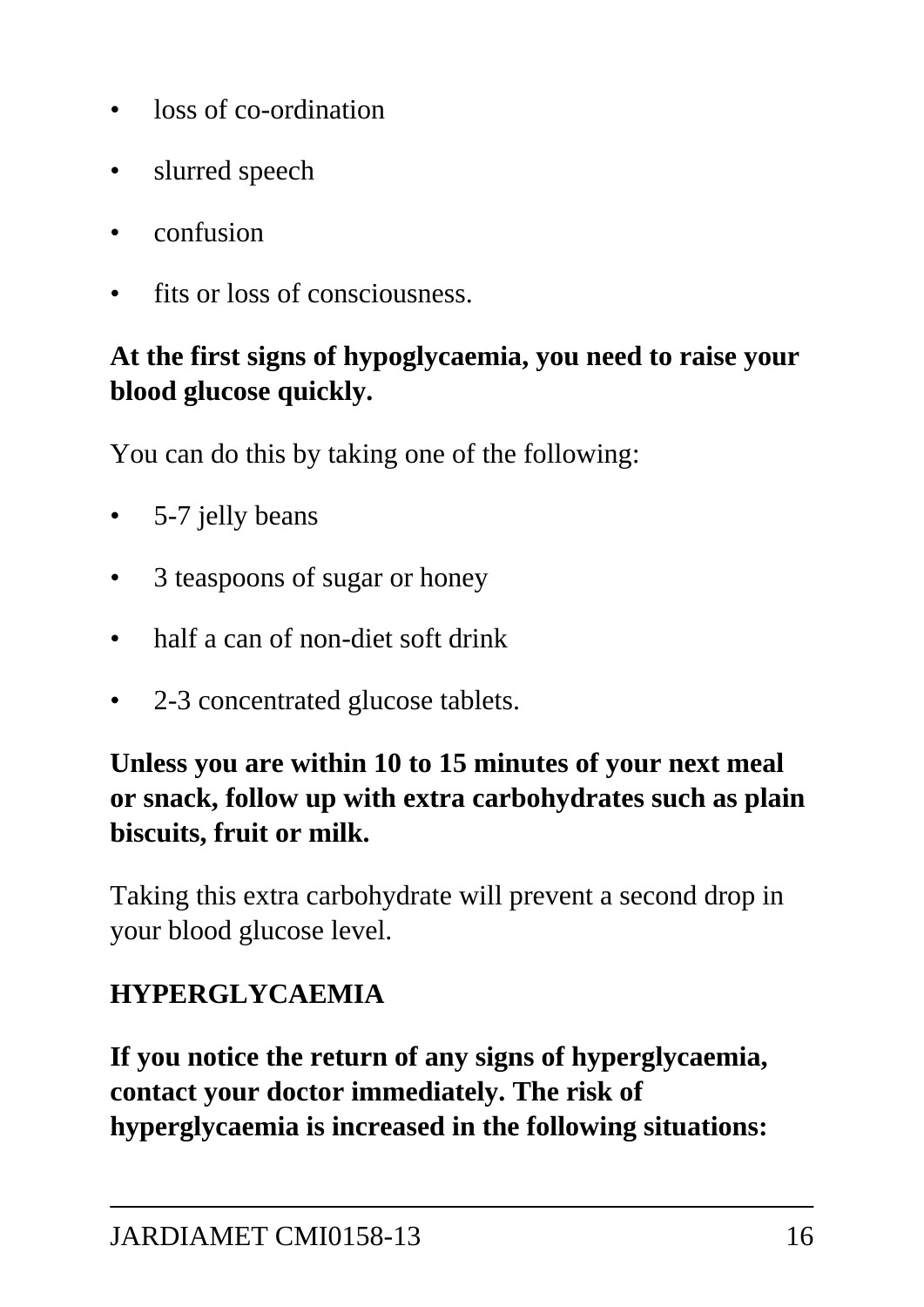- loss of co-ordination
- slurred speech
- confusion
- fits or loss of consciousness.

**At the first signs of hypoglycaemia, you need to raise your blood glucose quickly.**

You can do this by taking one of the following:

- 5-7 jelly beans
- 3 teaspoons of sugar or honey
- half a can of non-diet soft drink
- 2-3 concentrated glucose tablets.

**Unless you are within 10 to 15 minutes of your next meal or snack, follow up with extra carbohydrates such as plain biscuits, fruit or milk.**

Taking this extra carbohydrate will prevent a second drop in your blood glucose level.

**HYPERGLYCAEMIA**

**If you notice the return of any signs of hyperglycaemia, contact your doctor immediately. The risk of hyperglycaemia is increased in the following situations:**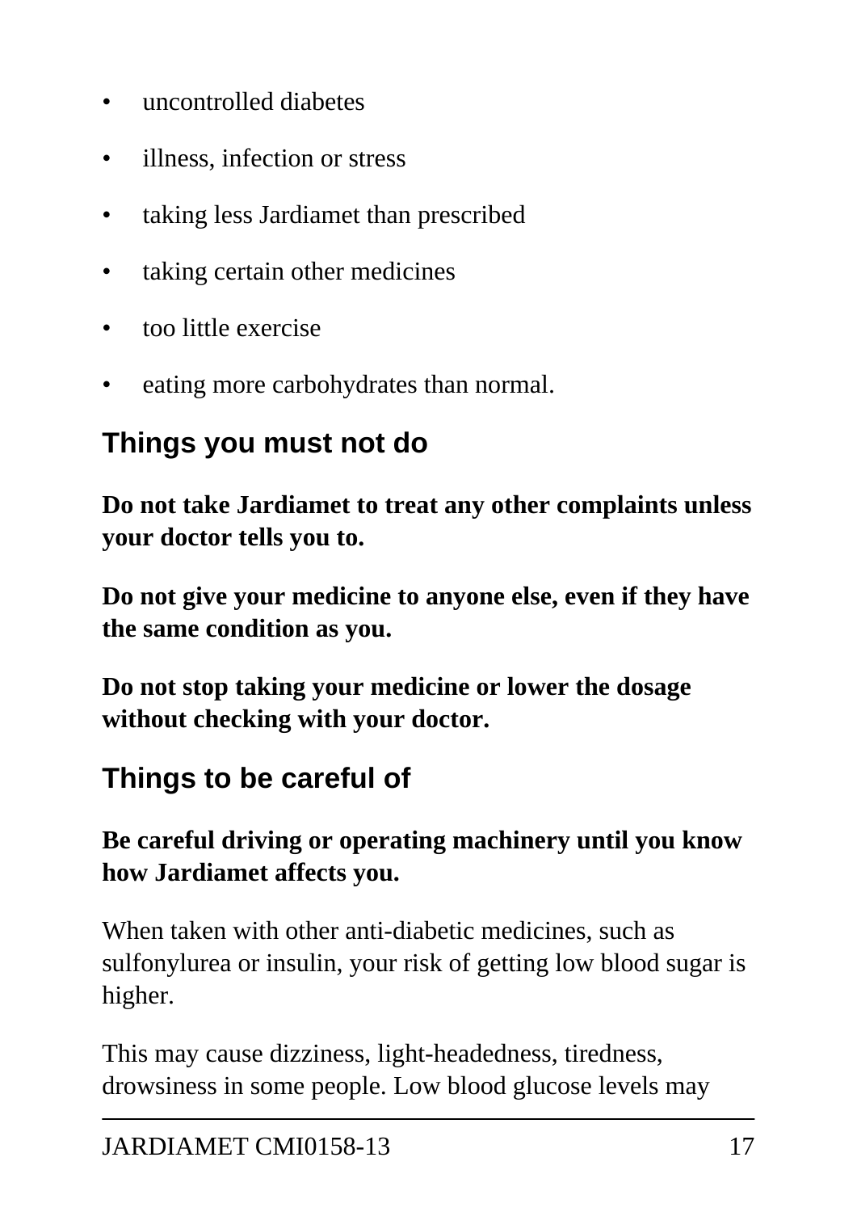- uncontrolled diabetes
- illness, infection or stress
- taking less Jardiamet than prescribed
- taking certain other medicines
- too little exercise
- eating more carbohydrates than normal.

## Things you must not do

**Do not take Jardiamet to treat any other complaints unless your doctor tells you to.**

**Do not give your medicine to anyone else, even if they have the same condition as you.**

**Do not stop taking your medicine or lower the dosage without checking with your doctor.**

## Things to be careful of

**Be careful driving or operating machinery until you know how Jardiamet affects you.**

When taken with other anti-diabetic medicines, such as sulfonylurea or insulin, your risk of getting low blood sugar is higher.

This may cause dizziness, light-headedness, tiredness, drowsiness in some people. Low blood glucose levels may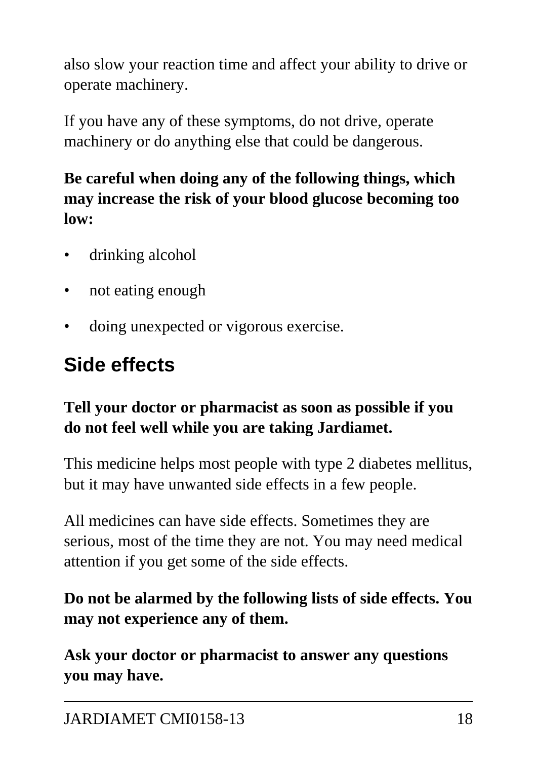also slow your reaction time and affect your ability to drive or operate machinery.

If you have any of these symptoms, do not drive, operate machinery or do anything else that could be dangerous.

**Be careful when doing any of the following things, which may increase the risk of your blood glucose becoming too low:**

- drinking alcohol
- not eating enough
- doing unexpected or vigorous exercise.

## Side effects

**Tell your doctor or pharmacist as soon as possible if you do not feel well while you are taking Jardiamet.**

This medicine helps most people with type 2 diabetes mellitus, but it may have unwanted side effects in a few people.

All medicines can have side effects. Sometimes they are serious, most of the time they are not. You may need medical attention if you get some of the side effects.

**Do not be alarmed by the following lists of side effects. You may not experience any of them.**

**Ask your doctor or pharmacist to answer any questions you may have.**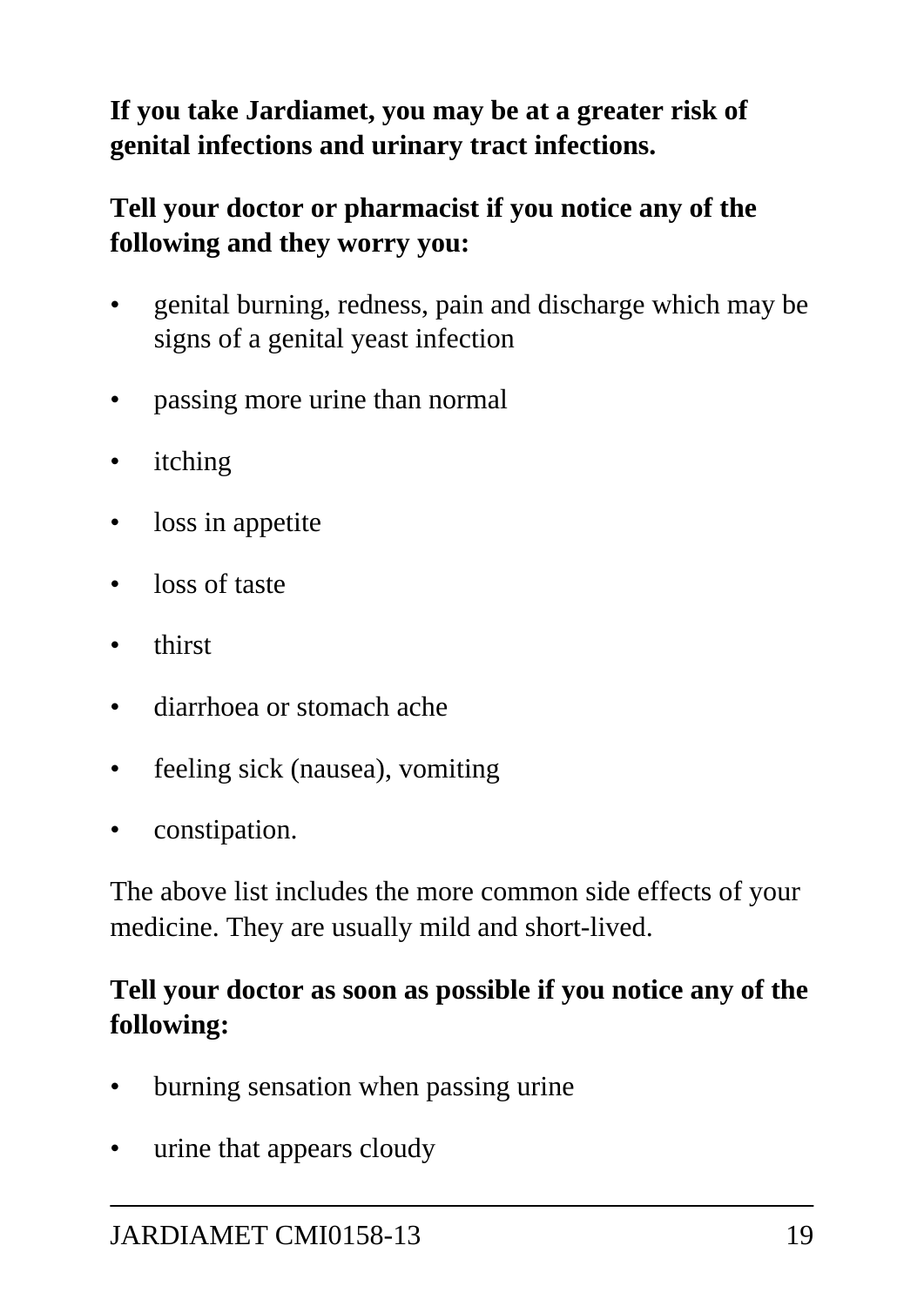**If you take Jardiamet, you may be at a greater risk of genital infections and urinary tract infections.**

**Tell your doctor or pharmacist if you notice any of the following and they worry you:**

- genital burning, redness, pain and discharge which may be signs of a genital yeast infection
- passing more urine than normal
- itching
- loss in appetite
- loss of taste
- thirst
- diarrhoea or stomach ache
- feeling sick (nausea), vomiting
- constipation.

The above list includes the more common side effects of your medicine. They are usually mild and short-lived.

**Tell your doctor as soon as possible if you notice any of the following:**

- burning sensation when passing urine
- urine that appears cloudy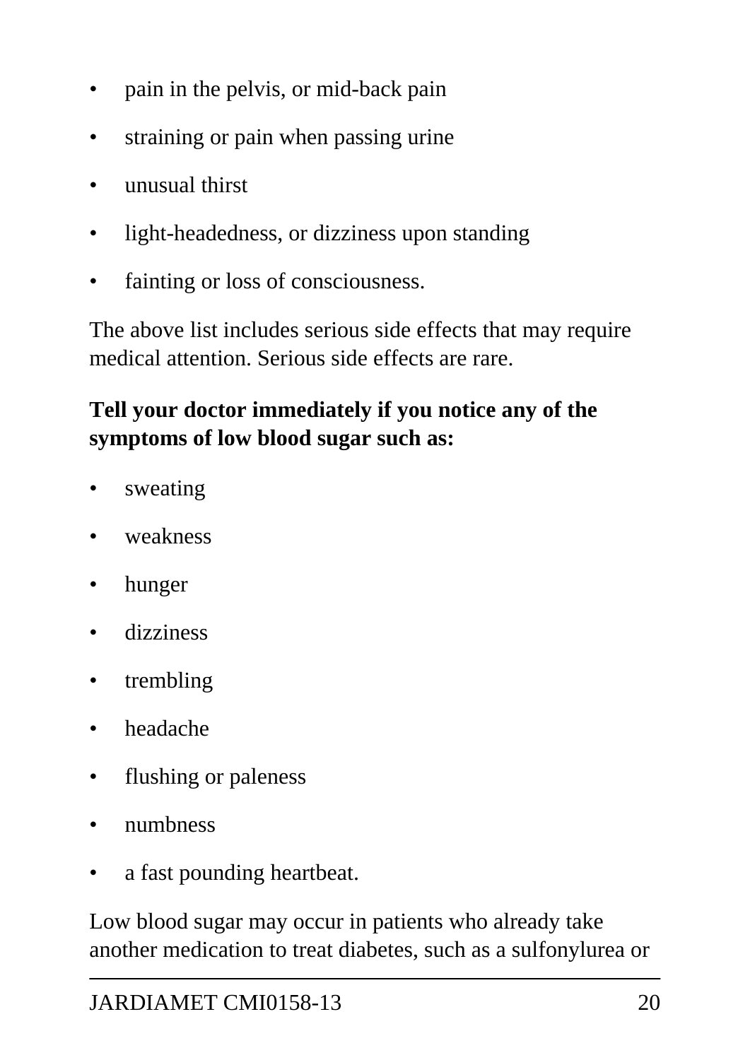- pain in the pelvis, or mid-back pain
- straining or pain when passing urine
- unusual thirst
- light-headedness, or dizziness upon standing
- fainting or loss of consciousness.

The above list includes serious side effects that may require medical attention. Serious side effects are rare.

**Tell your doctor immediately if you notice any of the symptoms of low blood sugar such as:**

- sweating
- weakness
- hunger
- dizziness
- trembling
- headache
- flushing or paleness
- numbness
- a fast pounding heartbeat.

Low blood sugar may occur in patients who already take another medication to treat diabetes, such as a sulfonylurea or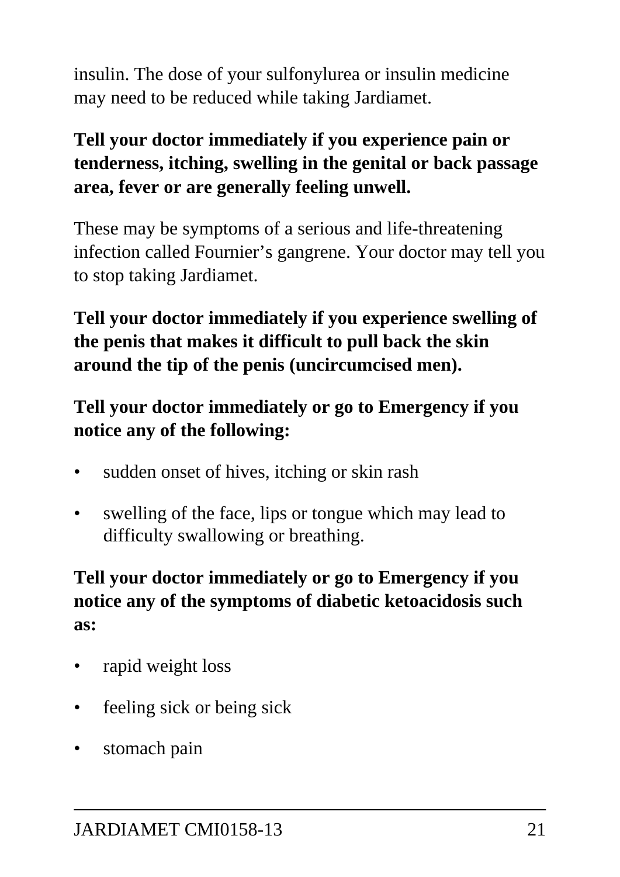insulin. The dose of your sulfonylurea or insulin medicine may need to be reduced while taking Jardiamet.

**Tell your doctor immediately if you experience pain or tenderness, itching, swelling in the genital or back passage area, fever or are generally feeling unwell.**

These may be symptoms of a serious and life-threatening infection called Fournier's gangrene. Your doctor may tell you to stop taking Jardiamet.

**Tell your doctor immediately if you experience swelling of the penis that makes it difficult to pull back the skin around the tip of the penis (uncircumcised men).**

**Tell your doctor immediately or go to Emergency if you notice any of the following:**

- sudden onset of hives, itching or skin rash
- swelling of the face, lips or tongue which may lead to difficulty swallowing or breathing.

**Tell your doctor immediately or go to Emergency if you notice any of the symptoms of diabetic ketoacidosis such as:**

- rapid weight loss
- feeling sick or being sick
- stomach pain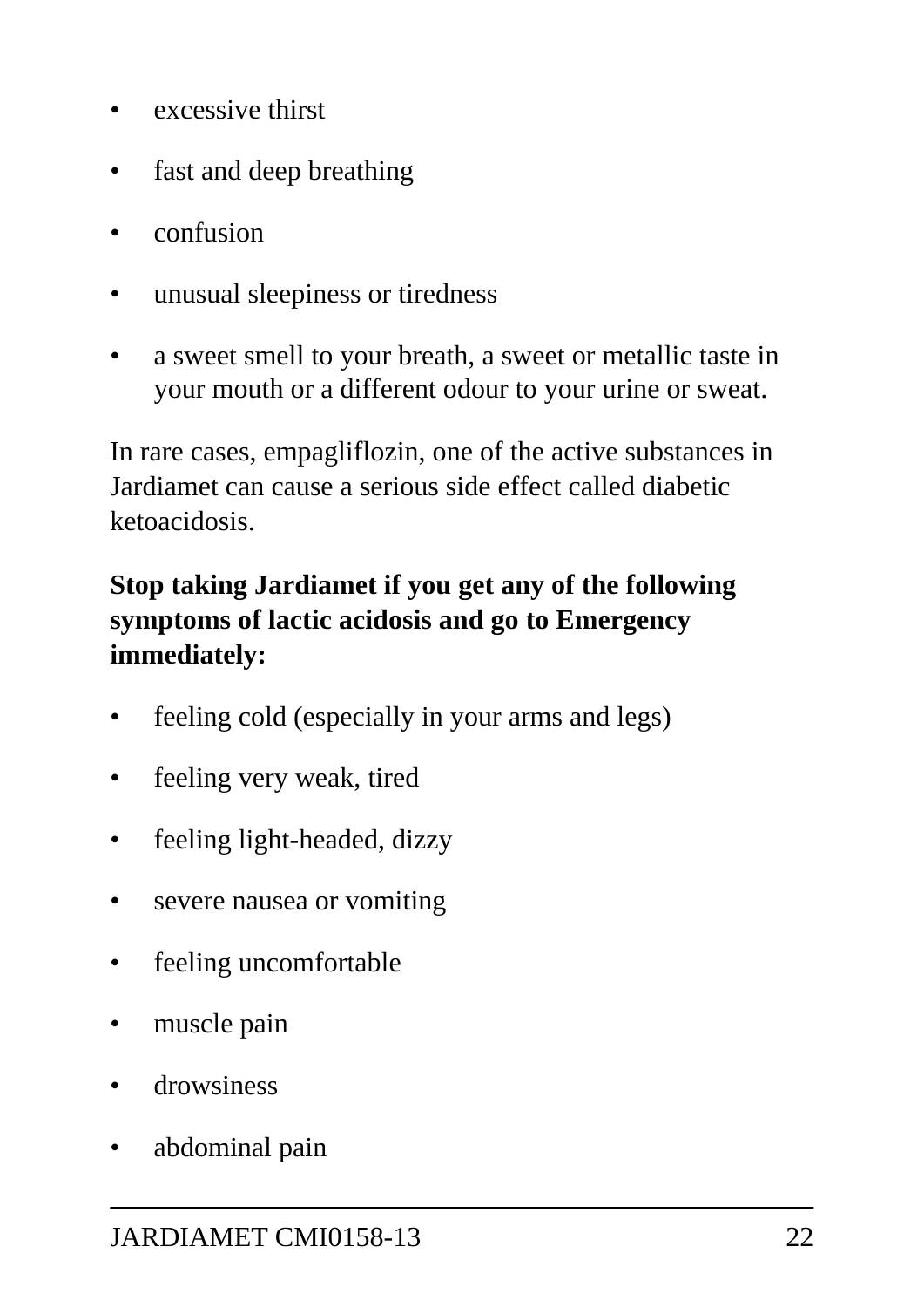- excessive thirst
- fast and deep breathing
- confusion
- unusual sleepiness or tiredness
- a sweet smell to your breath, a sweet or metallic taste in your mouth or a different odour to your urine or sweat.

In rare cases, empagliflozin, one of the active substances in Jardiamet can cause a serious side effect called diabetic ketoacidosis.

**Stop taking Jardiamet if you get any of the following symptoms of lactic acidosis and go to Emergency immediately:**

- feeling cold (especially in your arms and legs)
- feeling very weak, tired
- feeling light-headed, dizzy
- severe nausea or vomiting
- feeling uncomfortable
- muscle pain
- drowsiness
- abdominal pain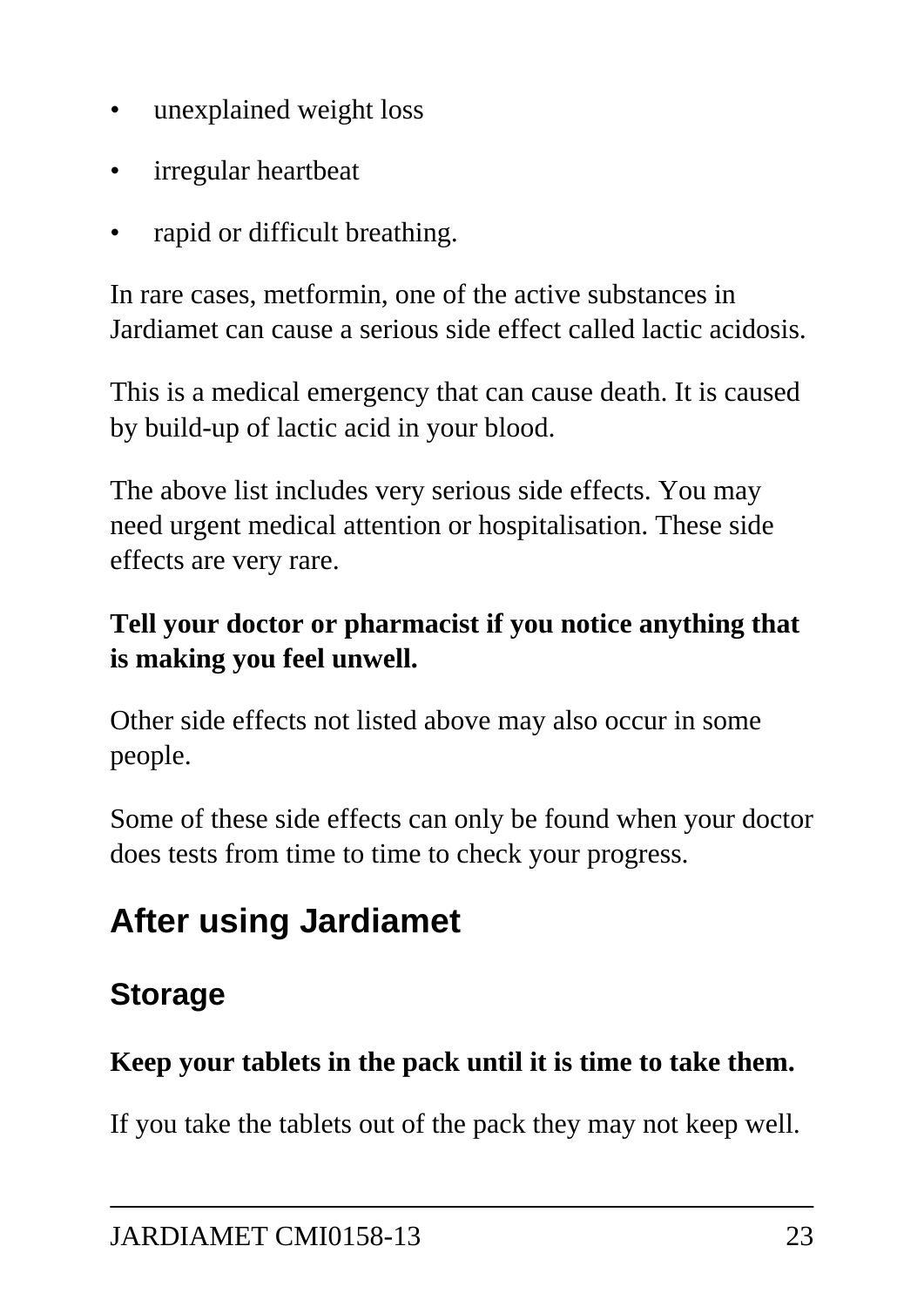- unexplained weight loss
- irregular heartbeat
- rapid or difficult breathing.

In rare cases, metformin, one of the active substances in Jardiamet can cause a serious side effect called lactic acidosis.

This is a medical emergency that can cause death. It is caused by build-up of lactic acid in your blood.

The above list includes very serious side effects. You may need urgent medical attention or hospitalisation. These side effects are very rare.

**Tell your doctor or pharmacist if you notice anything that is making you feel unwell.**

Other side effects not listed above may also occur in some people.

Some of these side effects can only be found when your doctor does tests from time to time to check your progress.

## After using Jardiamet

### Storage

**Keep your tablets in the pack until it is time to take them.**

If you take the tablets out of the pack they may not keep well.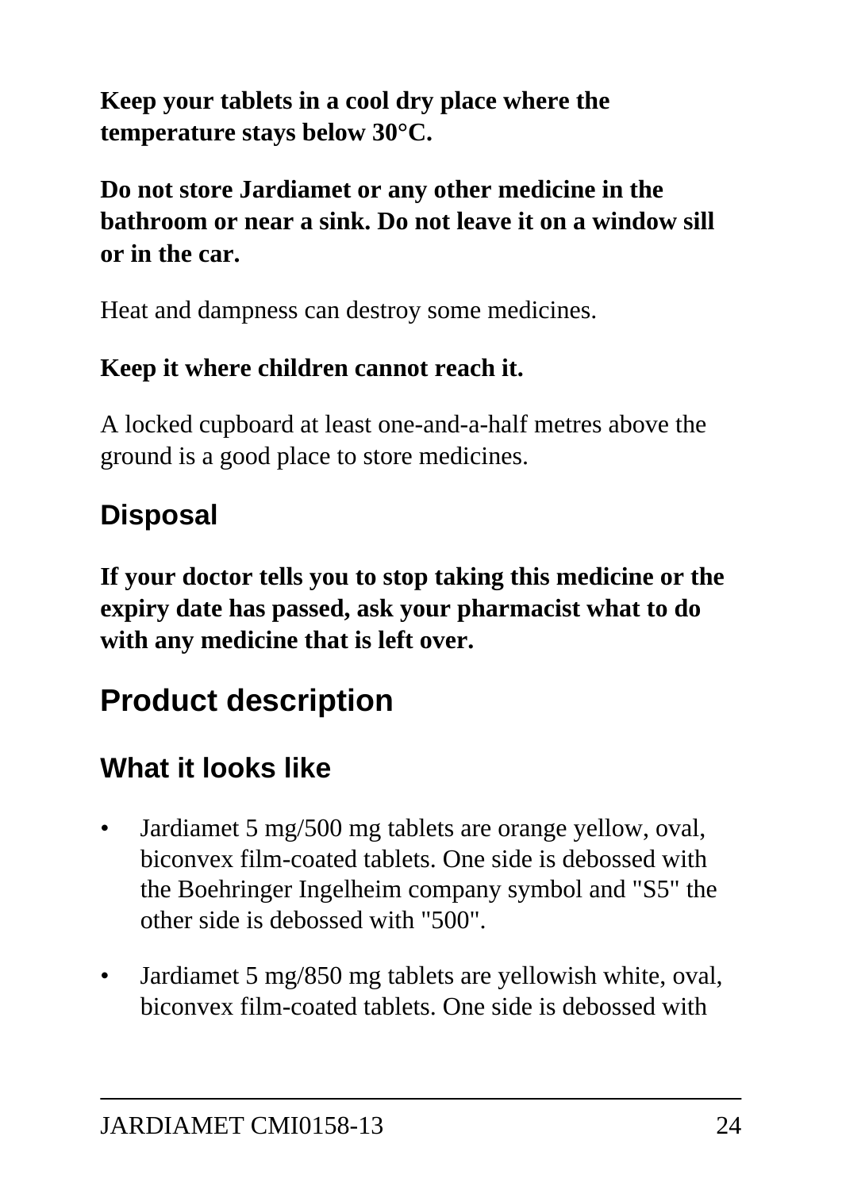**Keep your tablets in a cool dry place where the temperature stays below 30°C.**

**Do not store Jardiamet or any other medicine in the bathroom or near a sink. Do not leave it on a window sill or in the car.**

Heat and dampness can destroy some medicines.

**Keep it where children cannot reach it.**

A locked cupboard at least one-and-a-half metres above the ground is a good place to store medicines.

### Disposal

**If your doctor tells you to stop taking this medicine or the expiry date has passed, ask your pharmacist what to do with any medicine that is left over.**

## Product description

### What it looks like

- Jardiamet 5 mg/500 mg tablets are orange yellow, oval, biconvex film-coated tablets. One side is debossed with the Boehringer Ingelheim company symbol and "S5" the other side is debossed with "500".
- Jardiamet 5 mg/850 mg tablets are yellowish white, oval, biconvex film-coated tablets. One side is debossed with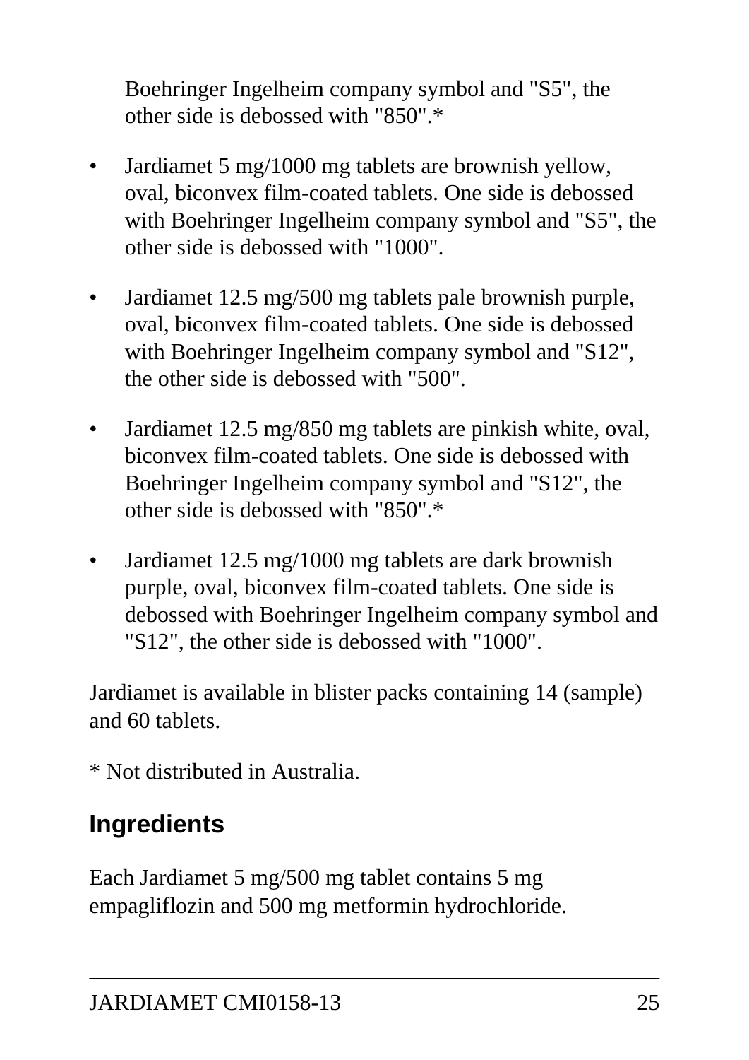Boehringer Ingelheim company symbol and "S5", the other side is debossed with "850".*

- Jardiamet 5 mg/1000 mg tablets are brownish yellow, oval, biconvex film-coated tablets. One side is debossed with Boehringer Ingelheim company symbol and "S5", the other side is debossed with "1000".
- Jardiamet 12.5 mg/500 mg tablets pale brownish purple, oval, biconvex film-coated tablets. One side is debossed with Boehringer Ingelheim company symbol and "S12", the other side is debossed with "500".
- Jardiamet 12.5 mg/850 mg tablets are pinkish white, oval, biconvex film-coated tablets. One side is debossed with Boehringer Ingelheim company symbol and "S12", the other side is debossed with "850".*
- Jardiamet 12.5 mg/1000 mg tablets are dark brownish purple, oval, biconvex film-coated tablets. One side is debossed with Boehringer Ingelheim company symbol and "S12", the other side is debossed with "1000".

Jardiamet is available in blister packs containing 14 (sample) and 60 tablets.

* Not distributed in Australia.

## Ingredients

Each Jardiamet 5 mg/500 mg tablet contains 5 mg empagliflozin and 500 mg metformin hydrochloride.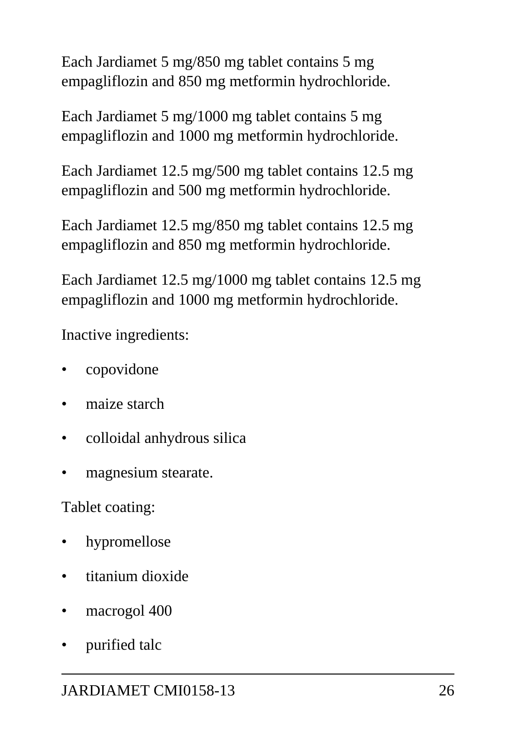Each Jardiamet 5 mg/850 mg tablet contains 5 mg empagliflozin and 850 mg metformin hydrochloride.

Each Jardiamet 5 mg/1000 mg tablet contains 5 mg empagliflozin and 1000 mg metformin hydrochloride.

Each Jardiamet 12.5 mg/500 mg tablet contains 12.5 mg empagliflozin and 500 mg metformin hydrochloride.

Each Jardiamet 12.5 mg/850 mg tablet contains 12.5 mg empagliflozin and 850 mg metformin hydrochloride.

Each Jardiamet 12.5 mg/1000 mg tablet contains 12.5 mg empagliflozin and 1000 mg metformin hydrochloride.

Inactive ingredients:

- copovidone
- maize starch
- colloidal anhydrous silica
- magnesium stearate.

Tablet coating:

- hypromellose
- titanium dioxide
- macrogol 400
- purified talc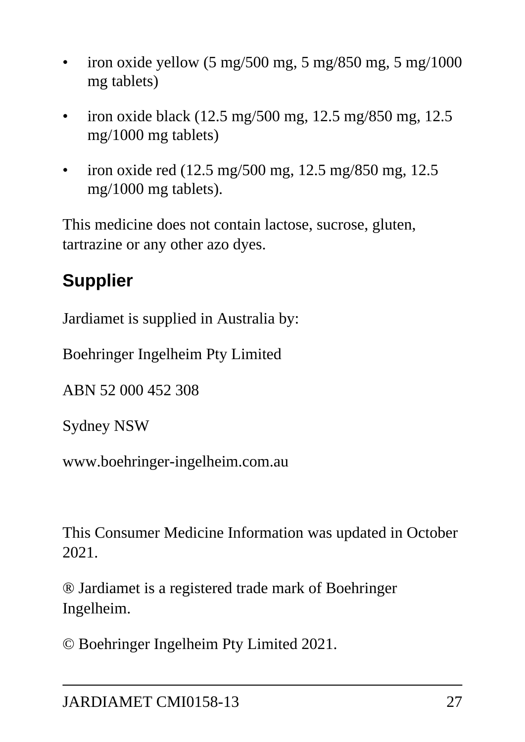- iron oxide yellow (5 mg/500 mg, 5 mg/850 mg, 5 mg/1000 mg tablets)
- iron oxide black (12.5 mg/500 mg, 12.5 mg/850 mg, 12.5 mg/1000 mg tablets)
- iron oxide red (12.5 mg/500 mg, 12.5 mg/850 mg, 12.5 mg/1000 mg tablets).

This medicine does not contain lactose, sucrose, gluten, tartrazine or any other azo dyes.

## Supplier

Jardiamet is supplied in Australia by:

Boehringer Ingelheim Pty Limited

ABN 52 000 452 308

Sydney NSW

www.boehringer-ingelheim.com.au

This Consumer Medicine Information was updated in October 2021.

® Jardiamet is a registered trade mark of Boehringer Ingelheim.

© Boehringer Ingelheim Pty Limited 2021.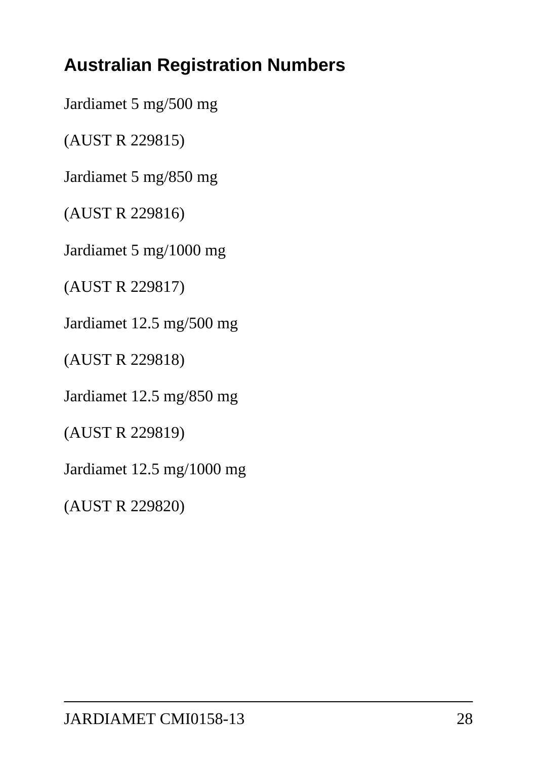## Australian Registration Numbers

Jardiamet 5 mg/500 mg

(AUST R 229815)

Jardiamet 5 mg/850 mg

(AUST R 229816)

Jardiamet 5 mg/1000 mg

(AUST R 229817)

Jardiamet 12.5 mg/500 mg

(AUST R 229818)

Jardiamet 12.5 mg/850 mg

(AUST R 229819)

Jardiamet 12.5 mg/1000 mg

(AUST R 229820)